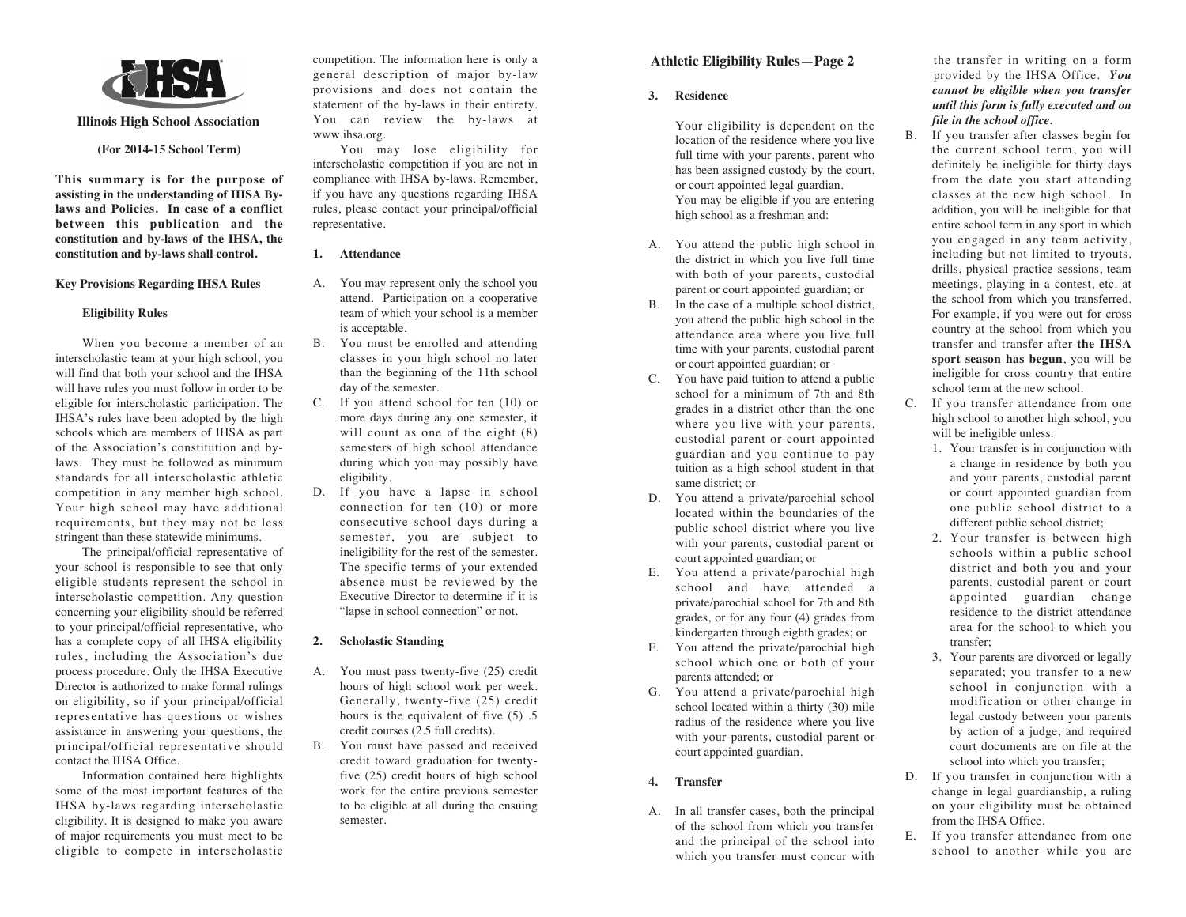# Illinois High School Association

**(For 2014-15 School Term)**

**This summary is for the purpose of assisting in the understanding of IHSA By-laws and Policies. In case of a conflict between this publication and the constitution and by-laws of the IHSA, the constitution and by-laws shall control.**

## Key Provisions Regarding IHSA Rules

### Eligibility Rules

When you become a member of an interscholastic team at your high school, you will find that both your school and the IHSA will have rules you must follow in order to be eligible for interscholastic participation. The IHSA's rules have been adopted by the high schools which are members of IHSA as part of the Association's constitution and by-laws. They must be followed as minimum standards for all interscholastic athletic competition in any member high school. Your high school may have additional requirements, but they may not be less stringent than these statewide minimums.

The principal/official representative of your school is responsible to see that only eligible students represent the school in interscholastic competition. Any question concerning your eligibility should be referred to your principal/official representative, who has a complete copy of all IHSA eligibility rules, including the Association's due process procedure. Only the IHSA Executive Director is authorized to make formal rulings on eligibility, so if your principal/official representative has questions or wishes assistance in answering your questions, the principal/official representative should contact the IHSA Office.

Information contained here highlights some of the most important features of the IHSA by-laws regarding interscholastic eligibility. It is designed to make you aware of major requirements you must meet to be eligible to compete in interscholastic competition. The information here is only a general description of major by-law provisions and does not contain the statement of the by-laws in their entirety. You can review the by-laws at www.ihsa.org.

You may lose eligibility for interscholastic competition if you are not in compliance with IHSA by-laws. Remember, if you have any questions regarding IHSA rules, please contact your principal/official representative.

#### 1. Attendance

A. You may represent only the school you attend. Participation on a cooperative team of which your school is a member is acceptable.

B. You must be enrolled and attending classes in your high school no later than the beginning of the 11th school day of the semester.

C. If you attend school for ten (10) or more days during any one semester, it will count as one of the eight (8) semesters of high school attendance during which you may possibly have eligibility.

D. If you have a lapse in school connection for ten (10) or more consecutive school days during a semester, you are subject to ineligibility for the rest of the semester. The specific terms of your extended absence must be reviewed by the Executive Director to determine if it is "lapse in school connection" or not.

#### 2. Scholastic Standing

A. You must pass twenty-five (25) credit hours of high school work per week. Generally, twenty-five (25) credit hours is the equivalent of five (5) .5 credit courses (2.5 full credits).

B. You must have passed and received credit toward graduation for twenty-five (25) credit hours of high school work for the entire previous semester to be eligible at all during the ensuing semester.

## Athletic Eligibility Rules—Page 2

#### 3. Residence

Your eligibility is dependent on the location of the residence where you live full time with your parents, parent who has been assigned custody by the court, or court appointed legal guardian.

You may be eligible if you are entering high school as a freshman and:

A. You attend the public high school in the district in which you live full time with both of your parents, custodial parent or court appointed guardian; or

B. In the case of a multiple school district, you attend the public high school in the attendance area where you live full time with your parents, custodial parent or court appointed guardian; or

C. You have paid tuition to attend a public school for a minimum of 7th and 8th grades in a district other than the one where you live with your parents, custodial parent or court appointed guardian and you continue to pay tuition as a high school student in that same district; or

D. You attend a private/parochial school located within the boundaries of the public school district where you live with your parents, custodial parent or court appointed guardian; or

E. You attend a private/parochial high school and have attended a private/parochial school for 7th and 8th grades, or for any four (4) grades from kindergarten through eighth grades; or

F. You attend the private/parochial high school which one or both of your parents attended; or

G. You attend a private/parochial high school located within a thirty (30) mile radius of the residence where you live with your parents, custodial parent or court appointed guardian.

#### 4. Transfer

A. In all transfer cases, both the principal of the school from which you transfer and the principal of the school into which you transfer must concur with the transfer in writing on a form provided by the IHSA Office. ***You cannot be eligible when you transfer until this form is fully executed and on file in the school office.***

B. If you transfer after classes begin for the current school term, you will definitely be ineligible for thirty days from the date you start attending classes at the new high school. In addition, you will be ineligible for that entire school term in any sport in which you engaged in any team activity, including but not limited to tryouts, drills, physical practice sessions, team meetings, playing in a contest, etc. at the school from which you transferred. For example, if you were out for cross country at the school from which you transfer and transfer after **the IHSA sport season has begun**, you will be ineligible for cross country that entire school term at the new school.

C. If you transfer attendance from one high school to another high school, you will be ineligible unless:

1. Your transfer is in conjunction with a change in residence by both you and your parents, custodial parent or court appointed guardian from one public school district to a different public school district;
2. Your transfer is between high schools within a public school district and both you and your parents, custodial parent or court appointed guardian change residence to the district attendance area for the school to which you transfer;
3. Your parents are divorced or legally separated; you transfer to a new school in conjunction with a modification or other change in legal custody between your parents by action of a judge; and required court documents are on file at the school into which you transfer;

D. If you transfer in conjunction with a change in legal guardianship, a ruling on your eligibility must be obtained from the IHSA Office.

E. If you transfer attendance from one school to another while you are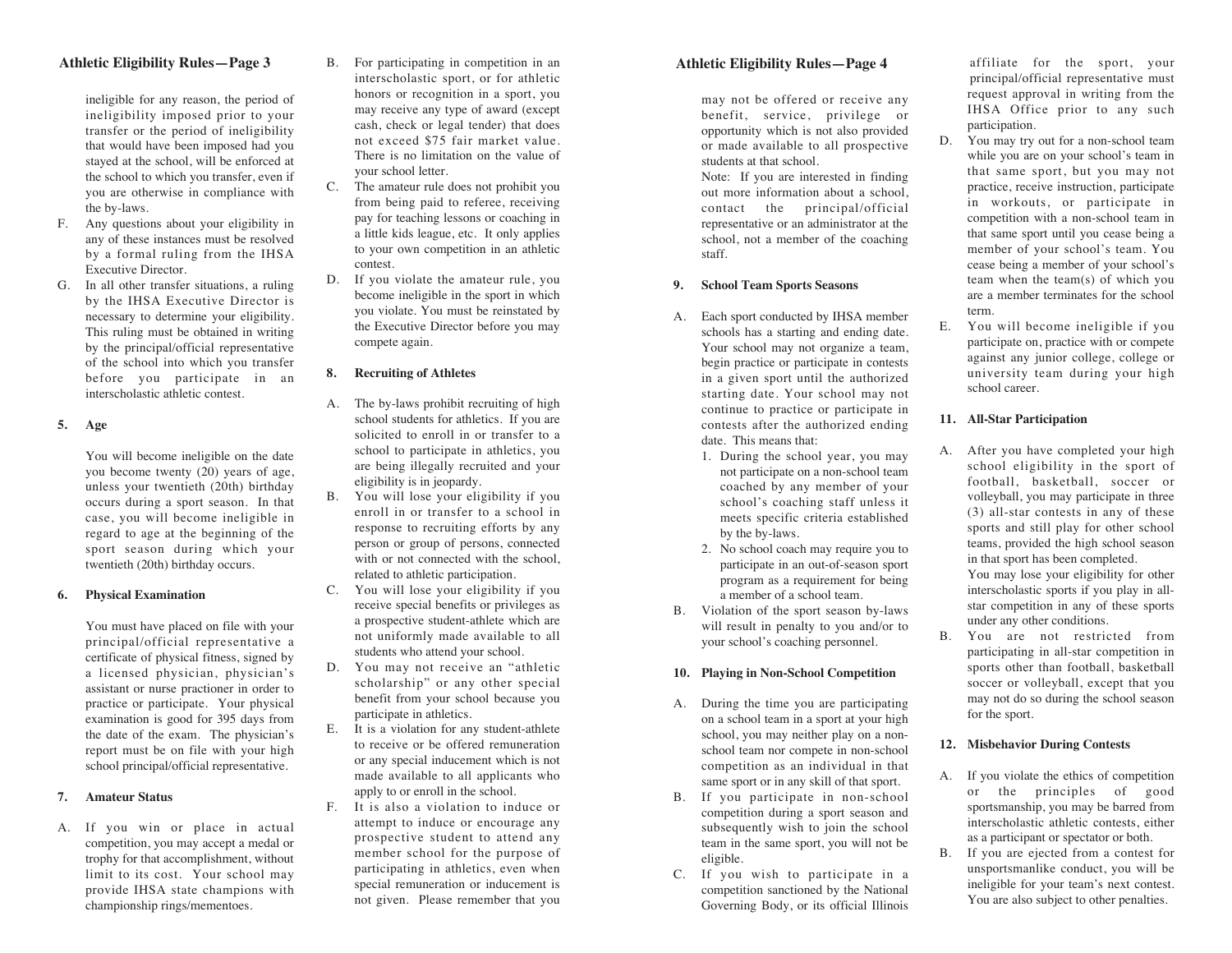## Athletic Eligibility Rules—Page 3

ineligible for any reason, the period of ineligibility imposed prior to your transfer or the period of ineligibility that would have been imposed had you stayed at the school, will be enforced at the school to which you transfer, even if you are otherwise in compliance with the by-laws.

F. Any questions about your eligibility in any of these instances must be resolved by a formal ruling from the IHSA Executive Director.

G. In all other transfer situations, a ruling by the IHSA Executive Director is necessary to determine your eligibility. This ruling must be obtained in writing by the principal/official representative of the school into which you transfer before you participate in an interscholastic athletic contest.

### 5. Age

You will become ineligible on the date you become twenty (20) years of age, unless your twentieth (20th) birthday occurs during a sport season. In that case, you will become ineligible in regard to age at the beginning of the sport season during which your twentieth (20th) birthday occurs.

### 6. Physical Examination

You must have placed on file with your principal/official representative a certificate of physical fitness, signed by a licensed physician, physician's assistant or nurse practioner in order to practice or participate. Your physical examination is good for 395 days from the date of the exam. The physician's report must be on file with your high school principal/official representative.

### 7. Amateur Status

A. If you win or place in actual competition, you may accept a medal or trophy for that accomplishment, without limit to its cost. Your school may provide IHSA state champions with championship rings/mementoes.

B. For participating in competition in an interscholastic sport, or for athletic honors or recognition in a sport, you may receive any type of award (except cash, check or legal tender) that does not exceed $75 fair market value. There is no limitation on the value of your school letter.

C. The amateur rule does not prohibit you from being paid to referee, receiving pay for teaching lessons or coaching in a little kids league, etc. It only applies to your own competition in an athletic contest.

D. If you violate the amateur rule, you become ineligible in the sport in which you violate. You must be reinstated by the Executive Director before you may compete again.

### 8. Recruiting of Athletes

A. The by-laws prohibit recruiting of high school students for athletics. If you are solicited to enroll in or transfer to a school to participate in athletics, you are being illegally recruited and your eligibility is in jeopardy.

B. You will lose your eligibility if you enroll in or transfer to a school in response to recruiting efforts by any person or group of persons, connected with or not connected with the school, related to athletic participation.

C. You will lose your eligibility if you receive special benefits or privileges as a prospective student-athlete which are not uniformly made available to all students who attend your school.

D. You may not receive an "athletic scholarship" or any other special benefit from your school because you participate in athletics.

E. It is a violation for any student-athlete to receive or be offered remuneration or any special inducement which is not made available to all applicants who apply to or enroll in the school.

F. It is also a violation to induce or attempt to induce or encourage any prospective student to attend any member school for the purpose of participating in athletics, even when special remuneration or inducement is not given. Please remember that you may not be offered or receive any benefit, service, privilege or opportunity which is not also provided or made available to all prospective students at that school.

Note: If you are interested in finding out more information about a school, contact the principal/official representative or an administrator at the school, not a member of the coaching staff.

## Athletic Eligibility Rules—Page 4

### 9. School Team Sports Seasons

A. Each sport conducted by IHSA member schools has a starting and ending date. Your school may not organize a team, begin practice or participate in contests in a given sport until the authorized starting date. Your school may not continue to practice or participate in contests after the authorized ending date. This means that:

1. During the school year, you may not participate on a non-school team coached by any member of your school's coaching staff unless it meets specific criteria established by the by-laws.
2. No school coach may require you to participate in an out-of-season sport program as a requirement for being a member of a school team.

B. Violation of the sport season by-laws will result in penalty to you and/or to your school's coaching personnel.

### 10. Playing in Non-School Competition

A. During the time you are participating on a school team in a sport at your high school, you may neither play on a non-school team nor compete in non-school competition as an individual in that same sport or in any skill of that sport.

B. If you participate in non-school competition during a sport season and subsequently wish to join the school team in the same sport, you will not be eligible.

C. If you wish to participate in a competition sanctioned by the National Governing Body, or its official Illinois affiliate for the sport, your principal/official representative must request approval in writing from the IHSA Office prior to any such participation.

D. You may try out for a non-school team while you are on your school's team in that same sport, but you may not practice, receive instruction, participate in workouts, or participate in competition with a non-school team in that same sport until you cease being a member of your school's team. You cease being a member of your school's team when the team(s) of which you are a member terminates for the school term.

E. You will become ineligible if you participate on, practice with or compete against any junior college, college or university team during your high school career.

### 11. All-Star Participation

A. After you have completed your high school eligibility in the sport of football, basketball, soccer or volleyball, you may participate in three (3) all-star contests in any of these sports and still play for other school teams, provided the high school season in that sport has been completed.
You may lose your eligibility for other interscholastic sports if you play in all-star competition in any of these sports under any other conditions.

B. You are not restricted from participating in all-star competition in sports other than football, basketball soccer or volleyball, except that you may not do so during the school season for the sport.

### 12. Misbehavior During Contests

A. If you violate the ethics of competition or the principles of good sportsmanship, you may be barred from interscholastic athletic contests, either as a participant or spectator or both.

B. If you are ejected from a contest for unsportsmanlike conduct, you will be ineligible for your team's next contest. You are also subject to other penalties.